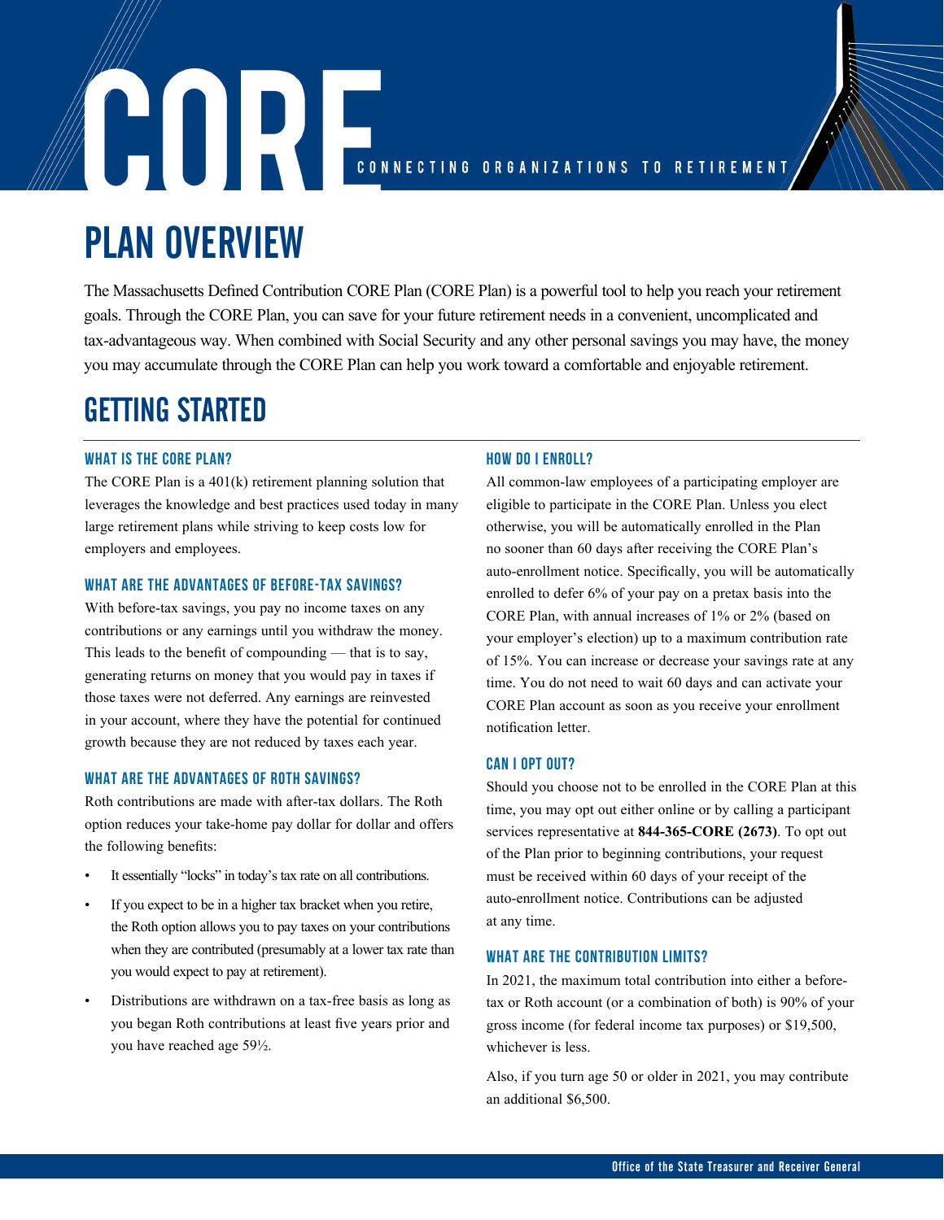# CORE

CONNECTING ORGANIZATIONS TO RETIREMENT

# PLAN OVERVIEW

The Massachusetts Defined Contribution CORE Plan (CORE Plan) is a powerful tool to help you reach your retirement goals. Through the CORE Plan, you can save for your future retirement needs in a convenient, uncomplicated and tax-advantageous way. When combined with Social Security and any other personal savings you may have, the money you may accumulate through the CORE Plan can help you work toward a comfortable and enjoyable retirement.

# GETTING STARTED

### WHAT IS THE CORE PLAN?

The CORE Plan is a 401(k) retirement planning solution that leverages the knowledge and best practices used today in many large retirement plans while striving to keep costs low for employers and employees.

### WHAT ARE THE ADVANTAGES OF BEFORE-TAX SAVINGS?

With before-tax savings, you pay no income taxes on any contributions or any earnings until you withdraw the money. This leads to the benefit of compounding — that is to say, generating returns on money that you would pay in taxes if those taxes were not deferred. Any earnings are reinvested in your account, where they have the potential for continued growth because they are not reduced by taxes each year.

### WHAT ARE THE ADVANTAGES OF ROTH SAVINGS?

Roth contributions are made with after-tax dollars. The Roth option reduces your take-home pay dollar for dollar and offers the following benefits:

- It essentially "locks" in today's tax rate on all contributions.
- If you expect to be in a higher tax bracket when you retire, the Roth option allows you to pay taxes on your contributions when they are contributed (presumably at a lower tax rate than you would expect to pay at retirement).
- Distributions are withdrawn on a tax-free basis as long as you began Roth contributions at least five years prior and you have reached age 59½.

### HOW DO I ENROLL?

All common-law employees of a participating employer are eligible to participate in the CORE Plan. Unless you elect otherwise, you will be automatically enrolled in the Plan no sooner than 60 days after receiving the CORE Plan's auto-enrollment notice. Specifically, you will be automatically enrolled to defer 6% of your pay on a pretax basis into the CORE Plan, with annual increases of 1% or 2% (based on your employer's election) up to a maximum contribution rate of 15%. You can increase or decrease your savings rate at any time. You do not need to wait 60 days and can activate your CORE Plan account as soon as you receive your enrollment notification letter.

### CAN I OPT OUT?

Should you choose not to be enrolled in the CORE Plan at this time, you may opt out either online or by calling a participant services representative at **844-365-CORE (2673)**. To opt out of the Plan prior to beginning contributions, your request must be received within 60 days of your receipt of the auto-enrollment notice. Contributions can be adjusted at any time.

### WHAT ARE THE CONTRIBUTION LIMITS?

In 2021, the maximum total contribution into either a before-tax or Roth account (or a combination of both) is 90% of your gross income (for federal income tax purposes) or $19,500, whichever is less.

Also, if you turn age 50 or older in 2021, you may contribute an additional $6,500.

Office of the State Treasurer and Receiver General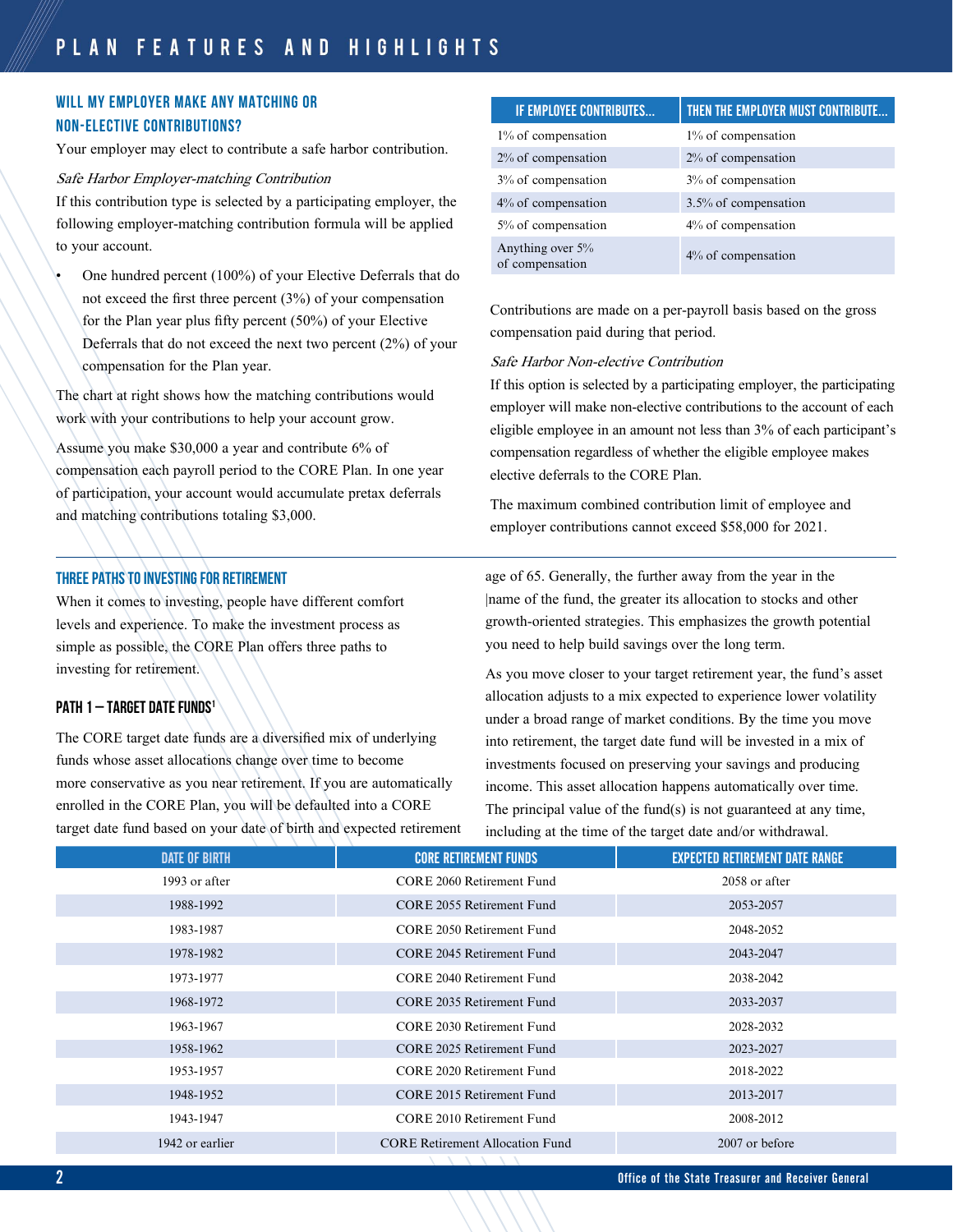# PLAN FEATURES AND HIGHLIGHTS

## WILL MY EMPLOYER MAKE ANY MATCHING OR NON-ELECTIVE CONTRIBUTIONS?

Your employer may elect to contribute a safe harbor contribution.

*Safe Harbor Employer-matching Contribution*

If this contribution type is selected by a participating employer, the following employer-matching contribution formula will be applied to your account.

- One hundred percent (100%) of your Elective Deferrals that do not exceed the first three percent (3%) of your compensation for the Plan year plus fifty percent (50%) of your Elective Deferrals that do not exceed the next two percent (2%) of your compensation for the Plan year.

The chart at right shows how the matching contributions would work with your contributions to help your account grow.

Assume you make $30,000 a year and contribute 6% of compensation each payroll period to the CORE Plan. In one year of participation, your account would accumulate pretax deferrals and matching contributions totaling $3,000.

| IF EMPLOYEE CONTRIBUTES... | THEN THE EMPLOYER MUST CONTRIBUTE... |
|---|---|
| 1% of compensation | 1% of compensation |
| 2% of compensation | 2% of compensation |
| 3% of compensation | 3% of compensation |
| 4% of compensation | 3.5% of compensation |
| 5% of compensation | 4% of compensation |
| Anything over 5% of compensation | 4% of compensation |

Contributions are made on a per-payroll basis based on the gross compensation paid during that period.

*Safe Harbor Non-elective Contribution*

If this option is selected by a participating employer, the participating employer will make non-elective contributions to the account of each eligible employee in an amount not less than 3% of each participant's compensation regardless of whether the eligible employee makes elective deferrals to the CORE Plan.

The maximum combined contribution limit of employee and employer contributions cannot exceed $58,000 for 2021.

## THREE PATHS TO INVESTING FOR RETIREMENT

When it comes to investing, people have different comfort levels and experience. To make the investment process as simple as possible, the CORE Plan offers three paths to investing for retirement.

### PATH 1 — TARGET DATE FUNDS[1]

The CORE target date funds are a diversified mix of underlying funds whose asset allocations change over time to become more conservative as you near retirement. If you are automatically enrolled in the CORE Plan, you will be defaulted into a CORE target date fund based on your date of birth and expected retirement age of 65. Generally, the further away from the year in the name of the fund, the greater its allocation to stocks and other growth-oriented strategies. This emphasizes the growth potential you need to help build savings over the long term.

As you move closer to your target retirement year, the fund's asset allocation adjusts to a mix expected to experience lower volatility under a broad range of market conditions. By the time you move into retirement, the target date fund will be invested in a mix of investments focused on preserving your savings and producing income. This asset allocation happens automatically over time. The principal value of the fund(s) is not guaranteed at any time, including at the time of the target date and/or withdrawal.

| DATE OF BIRTH | CORE RETIREMENT FUNDS | EXPECTED RETIREMENT DATE RANGE |
|---|---|---|
| 1993 or after | CORE 2060 Retirement Fund | 2058 or after |
| 1988-1992 | CORE 2055 Retirement Fund | 2053-2057 |
| 1983-1987 | CORE 2050 Retirement Fund | 2048-2052 |
| 1978-1982 | CORE 2045 Retirement Fund | 2043-2047 |
| 1973-1977 | CORE 2040 Retirement Fund | 2038-2042 |
| 1968-1972 | CORE 2035 Retirement Fund | 2033-2037 |
| 1963-1967 | CORE 2030 Retirement Fund | 2028-2032 |
| 1958-1962 | CORE 2025 Retirement Fund | 2023-2027 |
| 1953-1957 | CORE 2020 Retirement Fund | 2018-2022 |
| 1948-1952 | CORE 2015 Retirement Fund | 2013-2017 |
| 1943-1947 | CORE 2010 Retirement Fund | 2008-2012 |
| 1942 or earlier | CORE Retirement Allocation Fund | 2007 or before |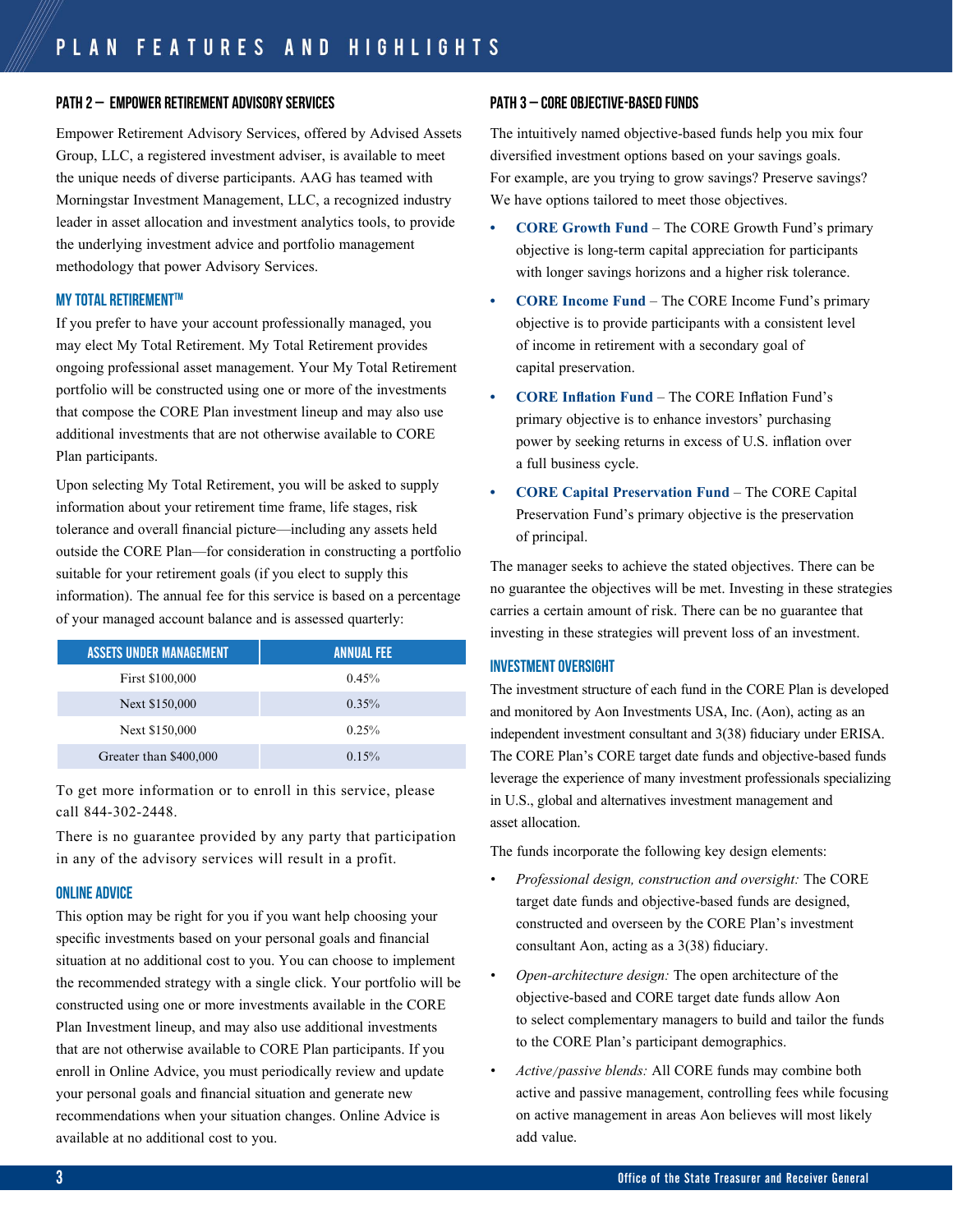## PATH 2 — EMPOWER RETIREMENT ADVISORY SERVICES

Empower Retirement Advisory Services, offered by Advised Assets Group, LLC, a registered investment adviser, is available to meet the unique needs of diverse participants. AAG has teamed with Morningstar Investment Management, LLC, a recognized industry leader in asset allocation and investment analytics tools, to provide the underlying investment advice and portfolio management methodology that power Advisory Services.

### MY TOTAL RETIREMENT™

If you prefer to have your account professionally managed, you may elect My Total Retirement. My Total Retirement provides ongoing professional asset management. Your My Total Retirement portfolio will be constructed using one or more of the investments that compose the CORE Plan investment lineup and may also use additional investments that are not otherwise available to CORE Plan participants.

Upon selecting My Total Retirement, you will be asked to supply information about your retirement time frame, life stages, risk tolerance and overall financial picture—including any assets held outside the CORE Plan—for consideration in constructing a portfolio suitable for your retirement goals (if you elect to supply this information). The annual fee for this service is based on a percentage of your managed account balance and is assessed quarterly:

| ASSETS UNDER MANAGEMENT | ANNUAL FEE |
|---|---|
| First $100,000 | 0.45% |
| Next $150,000 | 0.35% |
| Next $150,000 | 0.25% |
| Greater than $400,000 | 0.15% |

To get more information or to enroll in this service, please call 844-302-2448.

There is no guarantee provided by any party that participation in any of the advisory services will result in a profit.

### ONLINE ADVICE

This option may be right for you if you want help choosing your specific investments based on your personal goals and financial situation at no additional cost to you. You can choose to implement the recommended strategy with a single click. Your portfolio will be constructed using one or more investments available in the CORE Plan Investment lineup, and may also use additional investments that are not otherwise available to CORE Plan participants. If you enroll in Online Advice, you must periodically review and update your personal goals and financial situation and generate new recommendations when your situation changes. Online Advice is available at no additional cost to you.

## PATH 3 — CORE OBJECTIVE-BASED FUNDS

The intuitively named objective-based funds help you mix four diversified investment options based on your savings goals. For example, are you trying to grow savings? Preserve savings? We have options tailored to meet those objectives.

- **CORE Growth Fund** – The CORE Growth Fund's primary objective is long-term capital appreciation for participants with longer savings horizons and a higher risk tolerance.
- **CORE Income Fund** – The CORE Income Fund's primary objective is to provide participants with a consistent level of income in retirement with a secondary goal of capital preservation.
- **CORE Inflation Fund** – The CORE Inflation Fund's primary objective is to enhance investors' purchasing power by seeking returns in excess of U.S. inflation over a full business cycle.
- **CORE Capital Preservation Fund** – The CORE Capital Preservation Fund's primary objective is the preservation of principal.

The manager seeks to achieve the stated objectives. There can be no guarantee the objectives will be met. Investing in these strategies carries a certain amount of risk. There can be no guarantee that investing in these strategies will prevent loss of an investment.

### INVESTMENT OVERSIGHT

The investment structure of each fund in the CORE Plan is developed and monitored by Aon Investments USA, Inc. (Aon), acting as an independent investment consultant and 3(38) fiduciary under ERISA. The CORE Plan's CORE target date funds and objective-based funds leverage the experience of many investment professionals specializing in U.S., global and alternatives investment management and asset allocation.

The funds incorporate the following key design elements:

- *Professional design, construction and oversight:* The CORE target date funds and objective-based funds are designed, constructed and overseen by the CORE Plan's investment consultant Aon, acting as a 3(38) fiduciary.
- *Open-architecture design:* The open architecture of the objective-based and CORE target date funds allow Aon to select complementary managers to build and tailor the funds to the CORE Plan's participant demographics.
- *Active/passive blends:* All CORE funds may combine both active and passive management, controlling fees while focusing on active management in areas Aon believes will most likely add value.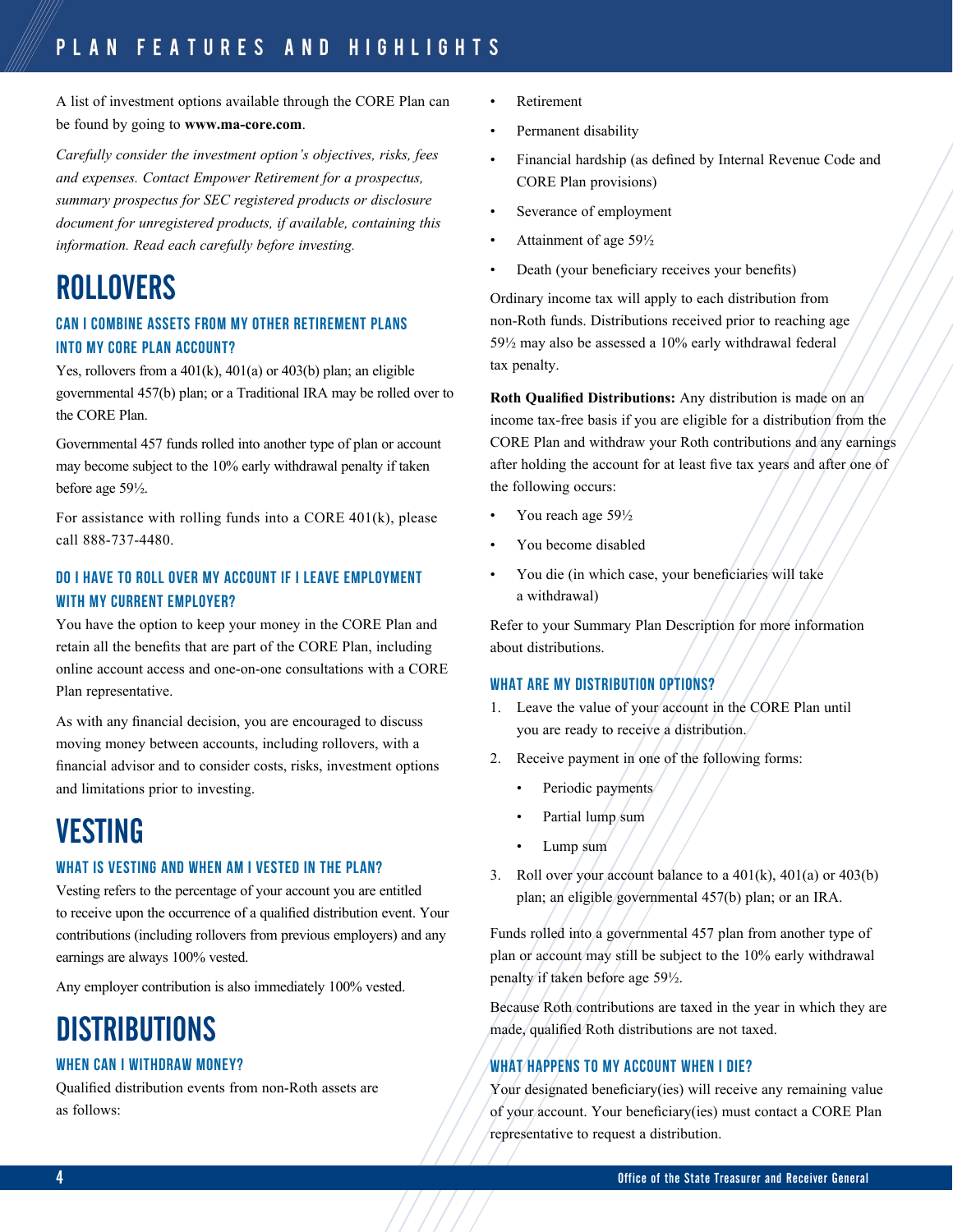## PLAN FEATURES AND HIGHLIGHTS

A list of investment options available through the CORE Plan can be found by going to **www.ma-core.com**.

*Carefully consider the investment option's objectives, risks, fees and expenses. Contact Empower Retirement for a prospectus, summary prospectus for SEC registered products or disclosure document for unregistered products, if available, containing this information. Read each carefully before investing.*

# ROLLOVERS

### CAN I COMBINE ASSETS FROM MY OTHER RETIREMENT PLANS INTO MY CORE PLAN ACCOUNT?

Yes, rollovers from a 401(k), 401(a) or 403(b) plan; an eligible governmental 457(b) plan; or a Traditional IRA may be rolled over to the CORE Plan.

Governmental 457 funds rolled into another type of plan or account may become subject to the 10% early withdrawal penalty if taken before age 59½.

For assistance with rolling funds into a CORE 401(k), please call 888-737-4480.

### DO I HAVE TO ROLL OVER MY ACCOUNT IF I LEAVE EMPLOYMENT WITH MY CURRENT EMPLOYER?

You have the option to keep your money in the CORE Plan and retain all the benefits that are part of the CORE Plan, including online account access and one-on-one consultations with a CORE Plan representative.

As with any financial decision, you are encouraged to discuss moving money between accounts, including rollovers, with a financial advisor and to consider costs, risks, investment options and limitations prior to investing.

# VESTING

### WHAT IS VESTING AND WHEN AM I VESTED IN THE PLAN?

Vesting refers to the percentage of your account you are entitled to receive upon the occurrence of a qualified distribution event. Your contributions (including rollovers from previous employers) and any earnings are always 100% vested.

Any employer contribution is also immediately 100% vested.

# DISTRIBUTIONS

### WHEN CAN I WITHDRAW MONEY?

Qualified distribution events from non-Roth assets are as follows:

- Retirement
- Permanent disability
- Financial hardship (as defined by Internal Revenue Code and CORE Plan provisions)
- Severance of employment
- Attainment of age 59½
- Death (your beneficiary receives your benefits)

Ordinary income tax will apply to each distribution from non-Roth funds. Distributions received prior to reaching age 59½ may also be assessed a 10% early withdrawal federal tax penalty.

**Roth Qualified Distributions:** Any distribution is made on an income tax-free basis if you are eligible for a distribution from the CORE Plan and withdraw your Roth contributions and any earnings after holding the account for at least five tax years and after one of the following occurs:

- You reach age 59½
- You become disabled
- You die (in which case, your beneficiaries will take a withdrawal)

Refer to your Summary Plan Description for more information about distributions.

### WHAT ARE MY DISTRIBUTION OPTIONS?

1. Leave the value of your account in the CORE Plan until you are ready to receive a distribution.
2. Receive payment in one of the following forms:
   - Periodic payments
   - Partial lump sum
   - Lump sum
3. Roll over your account balance to a 401(k), 401(a) or 403(b) plan; an eligible governmental 457(b) plan; or an IRA.

Funds rolled into a governmental 457 plan from another type of plan or account may still be subject to the 10% early withdrawal penalty if taken before age 59½.

Because Roth contributions are taxed in the year in which they are made, qualified Roth distributions are not taxed.

### WHAT HAPPENS TO MY ACCOUNT WHEN I DIE?

Your designated beneficiary(ies) will receive any remaining value of your account. Your beneficiary(ies) must contact a CORE Plan representative to request a distribution.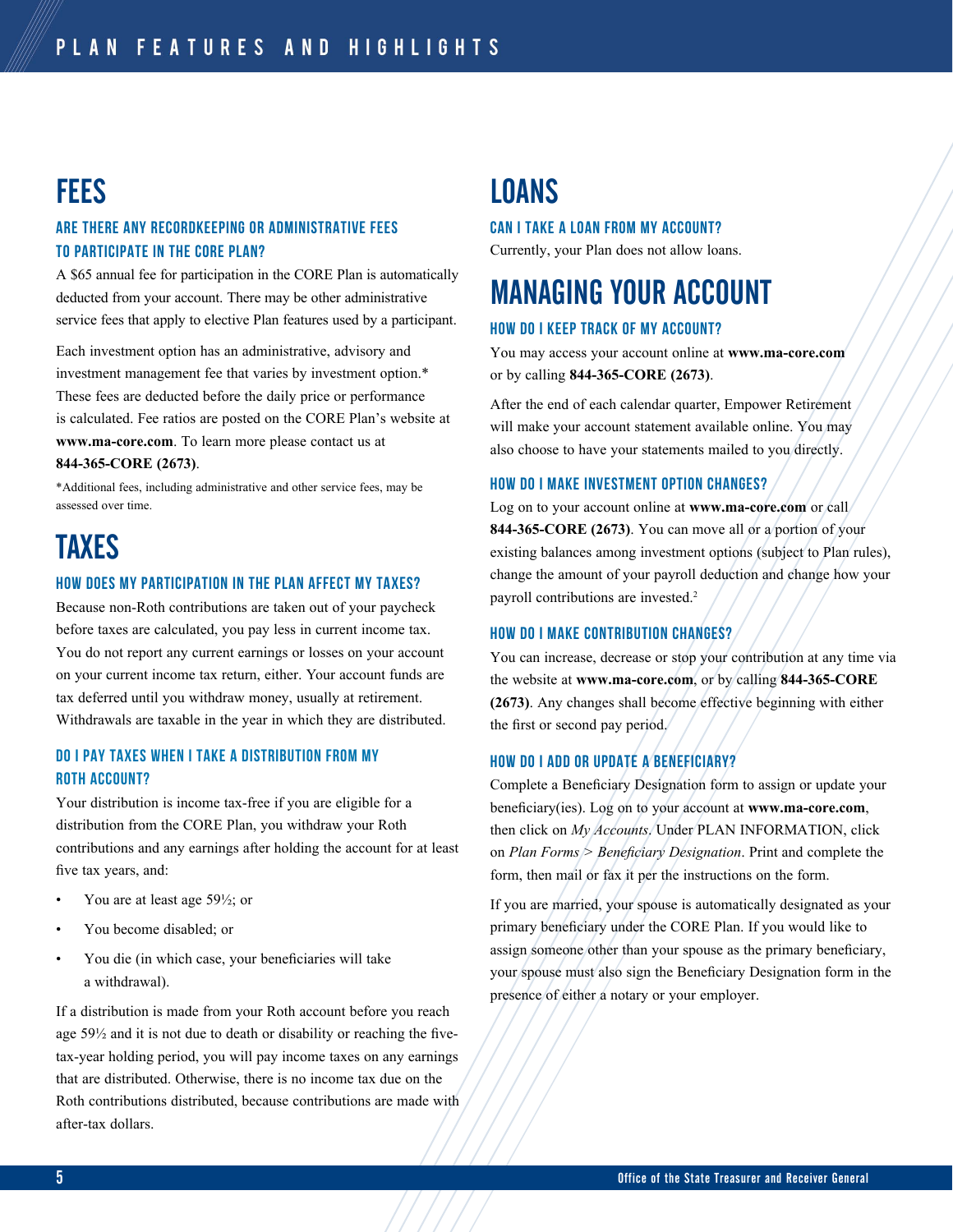# FEES

### ARE THERE ANY RECORDKEEPING OR ADMINISTRATIVE FEES TO PARTICIPATE IN THE CORE PLAN?

A $65 annual fee for participation in the CORE Plan is automatically deducted from your account. There may be other administrative service fees that apply to elective Plan features used by a participant.

Each investment option has an administrative, advisory and investment management fee that varies by investment option.* These fees are deducted before the daily price or performance is calculated. Fee ratios are posted on the CORE Plan's website at **www.ma-core.com**. To learn more please contact us at **844-365-CORE (2673)**.

*Additional fees, including administrative and other service fees, may be assessed over time.

# TAXES

### HOW DOES MY PARTICIPATION IN THE PLAN AFFECT MY TAXES?

Because non-Roth contributions are taken out of your paycheck before taxes are calculated, you pay less in current income tax. You do not report any current earnings or losses on your account on your current income tax return, either. Your account funds are tax deferred until you withdraw money, usually at retirement. Withdrawals are taxable in the year in which they are distributed.

### DO I PAY TAXES WHEN I TAKE A DISTRIBUTION FROM MY ROTH ACCOUNT?

Your distribution is income tax-free if you are eligible for a distribution from the CORE Plan, you withdraw your Roth contributions and any earnings after holding the account for at least five tax years, and:

- You are at least age 59½; or
- You become disabled; or
- You die (in which case, your beneficiaries will take a withdrawal).

If a distribution is made from your Roth account before you reach age 59½ and it is not due to death or disability or reaching the five-tax-year holding period, you will pay income taxes on any earnings that are distributed. Otherwise, there is no income tax due on the Roth contributions distributed, because contributions are made with after-tax dollars.

# LOANS

### CAN I TAKE A LOAN FROM MY ACCOUNT?

Currently, your Plan does not allow loans.

# MANAGING YOUR ACCOUNT

### HOW DO I KEEP TRACK OF MY ACCOUNT?

You may access your account online at **www.ma-core.com** or by calling **844-365-CORE (2673)**.

After the end of each calendar quarter, Empower Retirement will make your account statement available online. You may also choose to have your statements mailed to you directly.

### HOW DO I MAKE INVESTMENT OPTION CHANGES?

Log on to your account online at **www.ma-core.com** or call **844-365-CORE (2673)**. You can move all or a portion of your existing balances among investment options (subject to Plan rules), change the amount of your payroll deduction and change how your payroll contributions are invested.[2]

### HOW DO I MAKE CONTRIBUTION CHANGES?

You can increase, decrease or stop your contribution at any time via the website at **www.ma-core.com**, or by calling **844-365-CORE (2673)**. Any changes shall become effective beginning with either the first or second pay period.

### HOW DO I ADD OR UPDATE A BENEFICIARY?

Complete a Beneficiary Designation form to assign or update your beneficiary(ies). Log on to your account at **www.ma-core.com**, then click on *My Accounts*. Under PLAN INFORMATION, click on *Plan Forms > Beneficiary Designation*. Print and complete the form, then mail or fax it per the instructions on the form.

If you are married, your spouse is automatically designated as your primary beneficiary under the CORE Plan. If you would like to assign someone other than your spouse as the primary beneficiary, your spouse must also sign the Beneficiary Designation form in the presence of either a notary or your employer.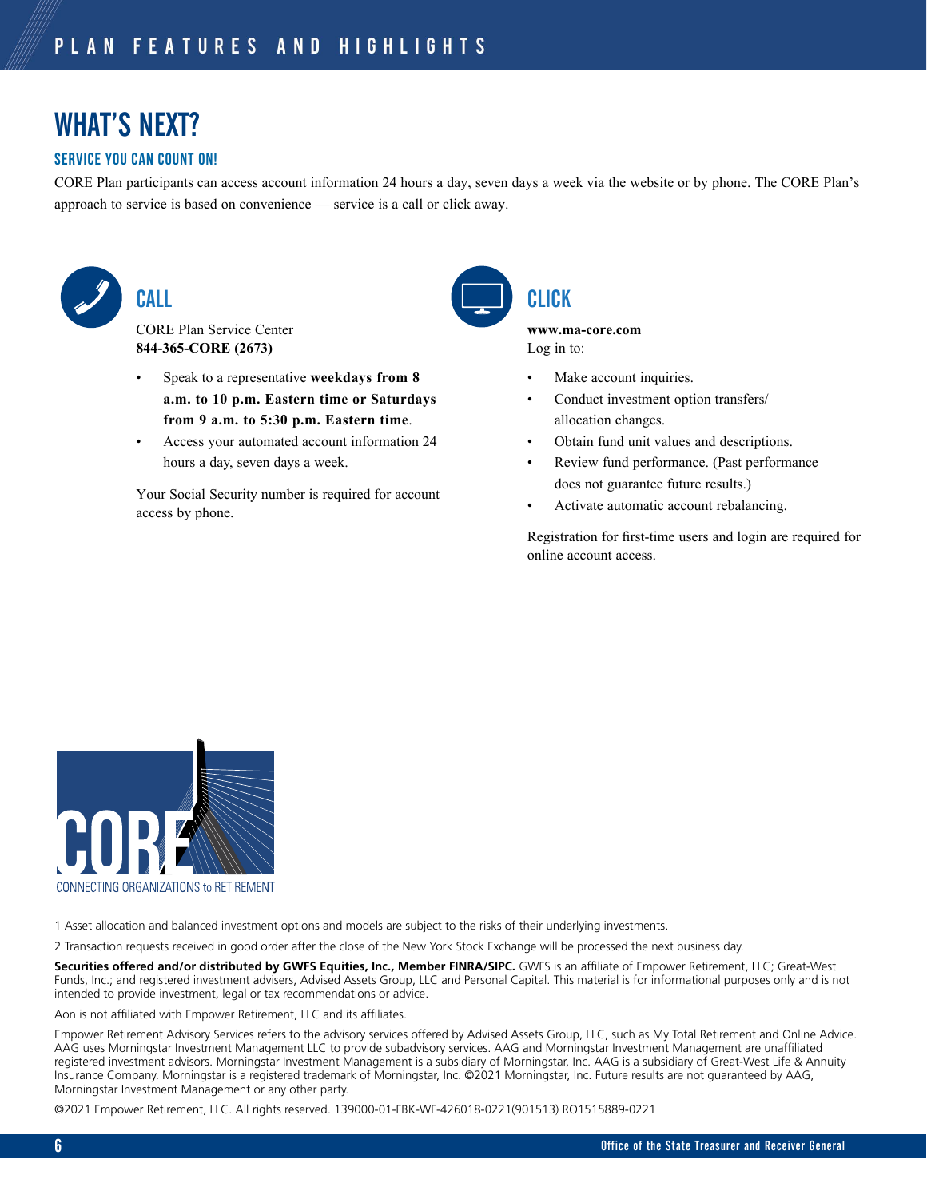# WHAT'S NEXT?

### SERVICE YOU CAN COUNT ON!

CORE Plan participants can access account information 24 hours a day, seven days a week via the website or by phone. The CORE Plan's approach to service is based on convenience — service is a call or click away.

## CALL

CORE Plan Service Center
**844-365-CORE (2673)**

- Speak to a representative **weekdays from 8 a.m. to 10 p.m. Eastern time or Saturdays from 9 a.m. to 5:30 p.m. Eastern time**.
- Access your automated account information 24 hours a day, seven days a week.

Your Social Security number is required for account access by phone.

## CLICK

**www.ma-core.com**
Log in to:

- Make account inquiries.
- Conduct investment option transfers/ allocation changes.
- Obtain fund unit values and descriptions.
- Review fund performance. (Past performance does not guarantee future results.)
- Activate automatic account rebalancing.

Registration for first-time users and login are required for online account access.

CORE
CONNECTING ORGANIZATIONS to RETIREMENT

1 Asset allocation and balanced investment options and models are subject to the risks of their underlying investments.

2 Transaction requests received in good order after the close of the New York Stock Exchange will be processed the next business day.

**Securities offered and/or distributed by GWFS Equities, Inc., Member FINRA/SIPC.** GWFS is an affiliate of Empower Retirement, LLC; Great-West Funds, Inc.; and registered investment advisers, Advised Assets Group, LLC and Personal Capital. This material is for informational purposes only and is not intended to provide investment, legal or tax recommendations or advice.

Aon is not affiliated with Empower Retirement, LLC and its affiliates.

Empower Retirement Advisory Services refers to the advisory services offered by Advised Assets Group, LLC, such as My Total Retirement and Online Advice. AAG uses Morningstar Investment Management LLC to provide subadvisory services. AAG and Morningstar Investment Management are unaffiliated registered investment advisors. Morningstar Investment Management is a subsidiary of Morningstar, Inc. AAG is a subsidiary of Great-West Life & Annuity Insurance Company. Morningstar is a registered trademark of Morningstar, Inc. ©2021 Morningstar, Inc. Future results are not guaranteed by AAG, Morningstar Investment Management or any other party.

©2021 Empower Retirement, LLC. All rights reserved. 139000-01-FBK-WF-426018-0221(901513) RO1515889-0221